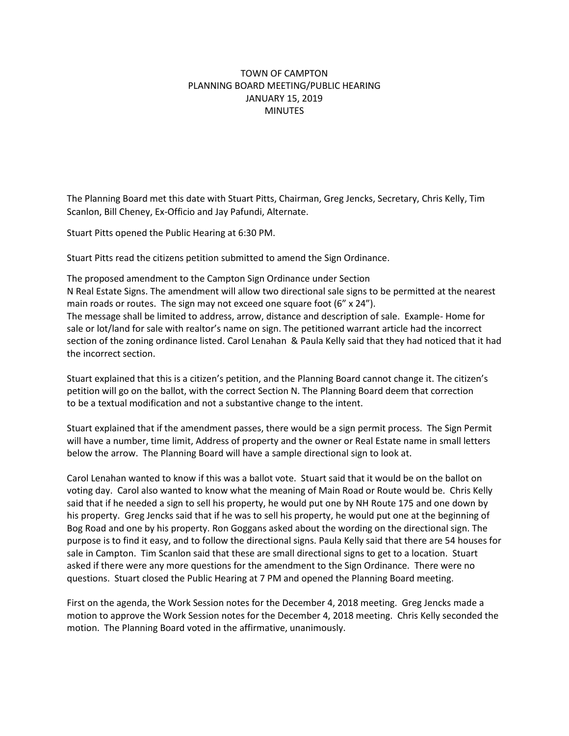# TOWN OF CAMPTON
## PLANNING BOARD MEETING/PUBLIC HEARING
## JANUARY 15, 2019
## MINUTES

The Planning Board met this date with Stuart Pitts, Chairman, Greg Jencks, Secretary, Chris Kelly, Tim Scanlon, Bill Cheney, Ex-Officio and Jay Pafundi, Alternate.

Stuart Pitts opened the Public Hearing at 6:30 PM.

Stuart Pitts read the citizens petition submitted to amend the Sign Ordinance.

The proposed amendment to the Campton Sign Ordinance under Section N Real Estate Signs. The amendment will allow two directional sale signs to be permitted at the nearest main roads or routes. The sign may not exceed one square foot (6" x 24"). The message shall be limited to address, arrow, distance and description of sale. Example- Home for sale or lot/land for sale with realtor's name on sign. The petitioned warrant article had the incorrect section of the zoning ordinance listed. Carol Lenahan & Paula Kelly said that they had noticed that it had the incorrect section.

Stuart explained that this is a citizen's petition, and the Planning Board cannot change it. The citizen's petition will go on the ballot, with the correct Section N. The Planning Board deem that correction to be a textual modification and not a substantive change to the intent.

Stuart explained that if the amendment passes, there would be a sign permit process. The Sign Permit will have a number, time limit, Address of property and the owner or Real Estate name in small letters below the arrow. The Planning Board will have a sample directional sign to look at.

Carol Lenahan wanted to know if this was a ballot vote. Stuart said that it would be on the ballot on voting day. Carol also wanted to know what the meaning of Main Road or Route would be. Chris Kelly said that if he needed a sign to sell his property, he would put one by NH Route 175 and one down by his property. Greg Jencks said that if he was to sell his property, he would put one at the beginning of Bog Road and one by his property. Ron Goggans asked about the wording on the directional sign. The purpose is to find it easy, and to follow the directional signs. Paula Kelly said that there are 54 houses for sale in Campton. Tim Scanlon said that these are small directional signs to get to a location. Stuart asked if there were any more questions for the amendment to the Sign Ordinance. There were no questions. Stuart closed the Public Hearing at 7 PM and opened the Planning Board meeting.

First on the agenda, the Work Session notes for the December 4, 2018 meeting. Greg Jencks made a motion to approve the Work Session notes for the December 4, 2018 meeting. Chris Kelly seconded the motion. The Planning Board voted in the affirmative, unanimously.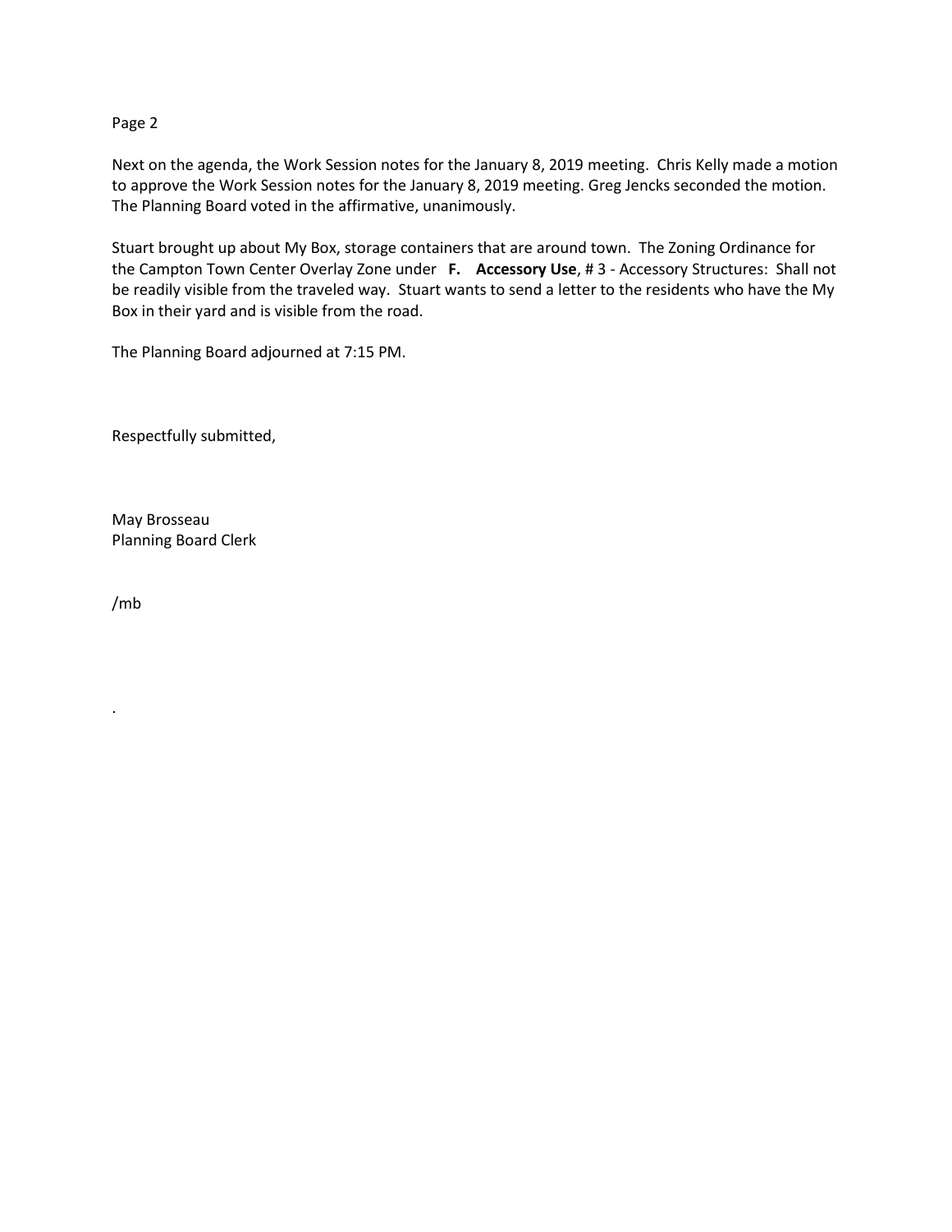Next on the agenda, the Work Session notes for the January 8, 2019 meeting. Chris Kelly made a motion to approve the Work Session notes for the January 8, 2019 meeting. Greg Jencks seconded the motion. The Planning Board voted in the affirmative, unanimously.

Stuart brought up about My Box, storage containers that are around town. The Zoning Ordinance for the Campton Town Center Overlay Zone under **F. Accessory Use**, # 3 - Accessory Structures: Shall not be readily visible from the traveled way. Stuart wants to send a letter to the residents who have the My Box in their yard and is visible from the road.

The Planning Board adjourned at 7:15 PM.

Respectfully submitted,

May Brosseau
Planning Board Clerk

/mb

.